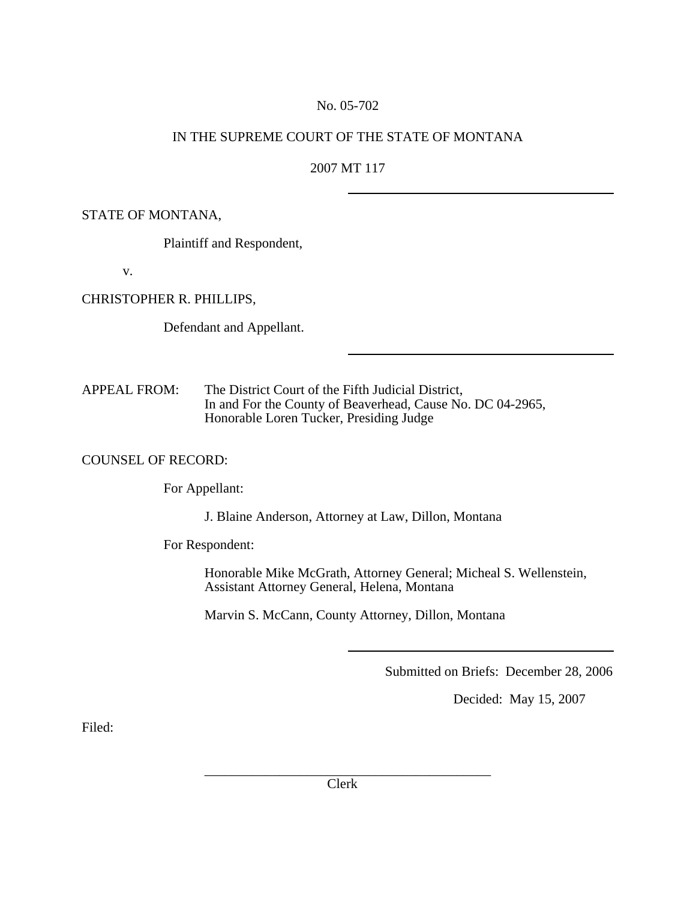No. 05-702

IN THE SUPREME COURT OF THE STATE OF MONTANA

2007 MT 117

---

STATE OF MONTANA,

Plaintiff and Respondent,

v.

CHRISTOPHER R. PHILLIPS,

Defendant and Appellant.

---

APPEAL FROM: The District Court of the Fifth Judicial District, In and For the County of Beaverhead, Cause No. DC 04-2965, Honorable Loren Tucker, Presiding Judge

COUNSEL OF RECORD:

For Appellant:

J. Blaine Anderson, Attorney at Law, Dillon, Montana

For Respondent:

Honorable Mike McGrath, Attorney General; Micheal S. Wellenstein, Assistant Attorney General, Helena, Montana

Marvin S. McCann, County Attorney, Dillon, Montana

---

Submitted on Briefs: December 28, 2006

Decided: May 15, 2007

Filed:

\_\_\_\_\_\_\_\_\_\_\_\_\_\_\_\_\_\_\_\_\_\_\_\_\_\_\_\_\_\_\_\_\_\_\_\_\_\_\_\_

Clerk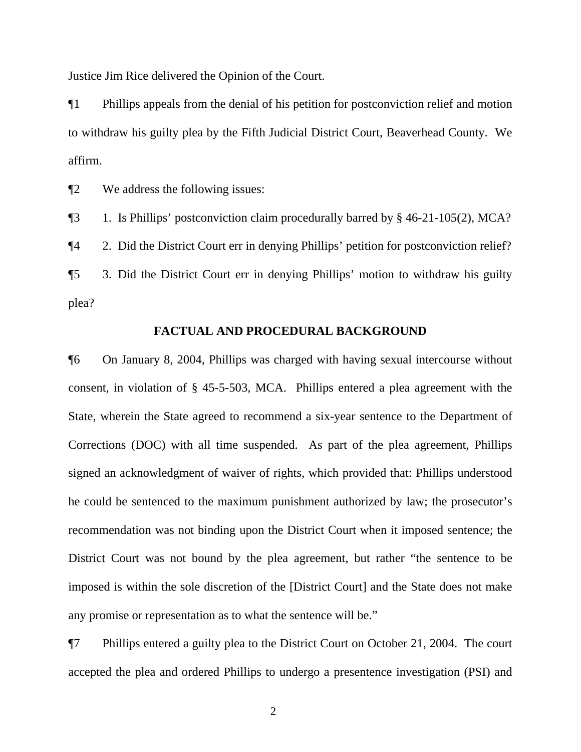Justice Jim Rice delivered the Opinion of the Court.

¶1 Phillips appeals from the denial of his petition for postconviction relief and motion to withdraw his guilty plea by the Fifth Judicial District Court, Beaverhead County. We affirm.

¶2 We address the following issues:

¶3 1. Is Phillips' postconviction claim procedurally barred by § 46-21-105(2), MCA?

¶4 2. Did the District Court err in denying Phillips' petition for postconviction relief?

¶5 3. Did the District Court err in denying Phillips' motion to withdraw his guilty plea?

## FACTUAL AND PROCEDURAL BACKGROUND

¶6 On January 8, 2004, Phillips was charged with having sexual intercourse without consent, in violation of § 45-5-503, MCA. Phillips entered a plea agreement with the State, wherein the State agreed to recommend a six-year sentence to the Department of Corrections (DOC) with all time suspended. As part of the plea agreement, Phillips signed an acknowledgment of waiver of rights, which provided that: Phillips understood he could be sentenced to the maximum punishment authorized by law; the prosecutor's recommendation was not binding upon the District Court when it imposed sentence; the District Court was not bound by the plea agreement, but rather "the sentence to be imposed is within the sole discretion of the [District Court] and the State does not make any promise or representation as to what the sentence will be."

¶7 Phillips entered a guilty plea to the District Court on October 21, 2004. The court accepted the plea and ordered Phillips to undergo a presentence investigation (PSI) and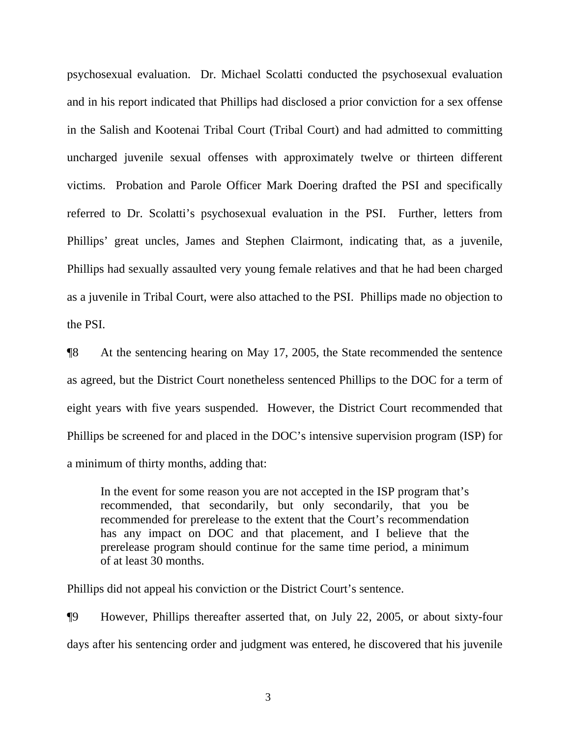psychosexual evaluation. Dr. Michael Scolatti conducted the psychosexual evaluation and in his report indicated that Phillips had disclosed a prior conviction for a sex offense in the Salish and Kootenai Tribal Court (Tribal Court) and had admitted to committing uncharged juvenile sexual offenses with approximately twelve or thirteen different victims. Probation and Parole Officer Mark Doering drafted the PSI and specifically referred to Dr. Scolatti's psychosexual evaluation in the PSI. Further, letters from Phillips' great uncles, James and Stephen Clairmont, indicating that, as a juvenile, Phillips had sexually assaulted very young female relatives and that he had been charged as a juvenile in Tribal Court, were also attached to the PSI. Phillips made no objection to the PSI.

¶8 At the sentencing hearing on May 17, 2005, the State recommended the sentence as agreed, but the District Court nonetheless sentenced Phillips to the DOC for a term of eight years with five years suspended. However, the District Court recommended that Phillips be screened for and placed in the DOC's intensive supervision program (ISP) for a minimum of thirty months, adding that:

> In the event for some reason you are not accepted in the ISP program that's recommended, that secondarily, but only secondarily, that you be recommended for prerelease to the extent that the Court's recommendation has any impact on DOC and that placement, and I believe that the prerelease program should continue for the same time period, a minimum of at least 30 months.

Phillips did not appeal his conviction or the District Court's sentence.

¶9 However, Phillips thereafter asserted that, on July 22, 2005, or about sixty-four days after his sentencing order and judgment was entered, he discovered that his juvenile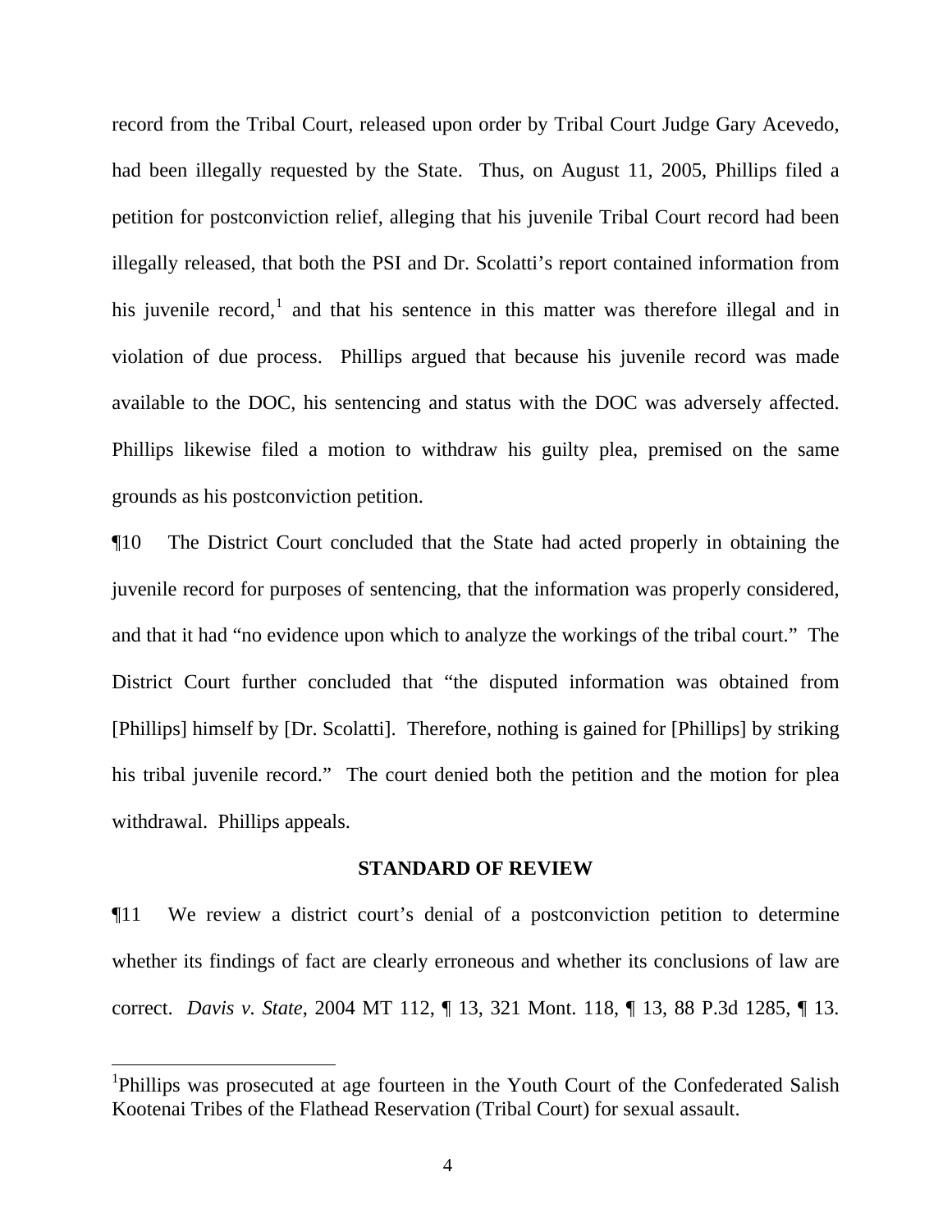record from the Tribal Court, released upon order by Tribal Court Judge Gary Acevedo, had been illegally requested by the State. Thus, on August 11, 2005, Phillips filed a petition for postconviction relief, alleging that his juvenile Tribal Court record had been illegally released, that both the PSI and Dr. Scolatti's report contained information from his juvenile record,[1] and that his sentence in this matter was therefore illegal and in violation of due process. Phillips argued that because his juvenile record was made available to the DOC, his sentencing and status with the DOC was adversely affected. Phillips likewise filed a motion to withdraw his guilty plea, premised on the same grounds as his postconviction petition.

¶10 The District Court concluded that the State had acted properly in obtaining the juvenile record for purposes of sentencing, that the information was properly considered, and that it had "no evidence upon which to analyze the workings of the tribal court." The District Court further concluded that "the disputed information was obtained from [Phillips] himself by [Dr. Scolatti]. Therefore, nothing is gained for [Phillips] by striking his tribal juvenile record." The court denied both the petition and the motion for plea withdrawal. Phillips appeals.

## STANDARD OF REVIEW

¶11 We review a district court's denial of a postconviction petition to determine whether its findings of fact are clearly erroneous and whether its conclusions of law are correct. *Davis v. State*, 2004 MT 112, ¶ 13, 321 Mont. 118, ¶ 13, 88 P.3d 1285, ¶ 13.

---

[1] Phillips was prosecuted at age fourteen in the Youth Court of the Confederated Salish Kootenai Tribes of the Flathead Reservation (Tribal Court) for sexual assault.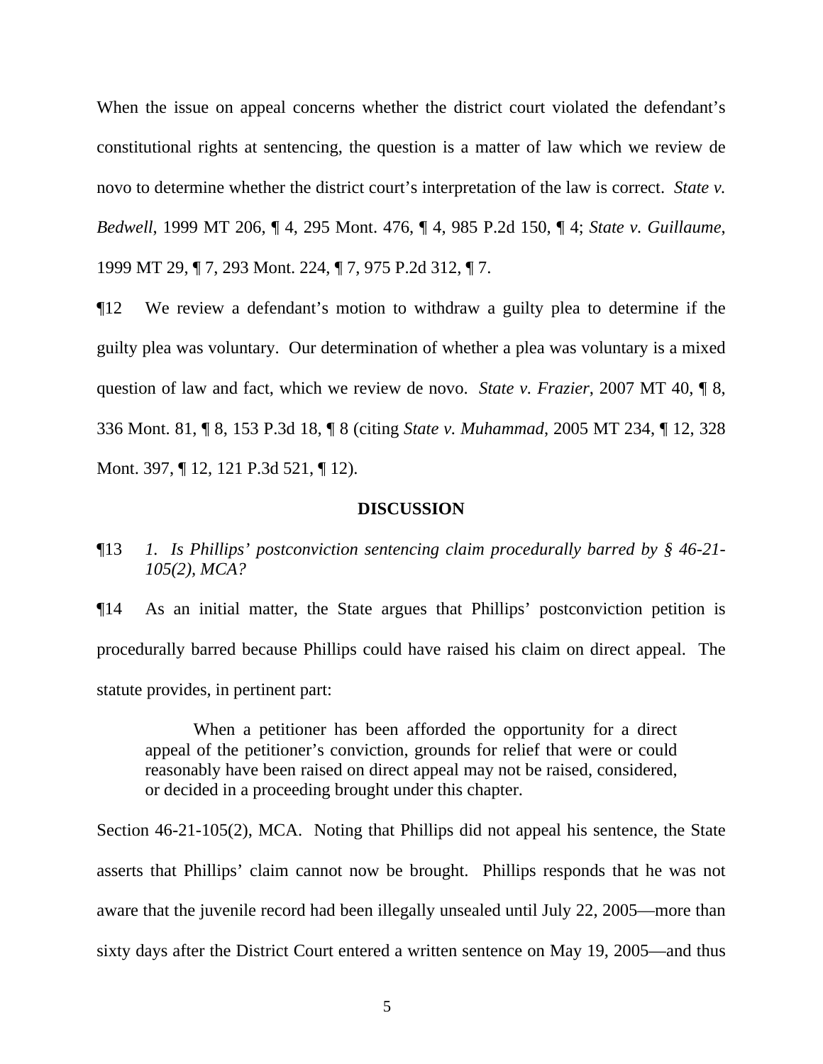When the issue on appeal concerns whether the district court violated the defendant's constitutional rights at sentencing, the question is a matter of law which we review de novo to determine whether the district court's interpretation of the law is correct. *State v. Bedwell*, 1999 MT 206, ¶ 4, 295 Mont. 476, ¶ 4, 985 P.2d 150, ¶ 4; *State v. Guillaume*, 1999 MT 29, ¶ 7, 293 Mont. 224, ¶ 7, 975 P.2d 312, ¶ 7.

¶12 We review a defendant's motion to withdraw a guilty plea to determine if the guilty plea was voluntary. Our determination of whether a plea was voluntary is a mixed question of law and fact, which we review de novo. *State v. Frazier*, 2007 MT 40, ¶ 8, 336 Mont. 81, ¶ 8, 153 P.3d 18, ¶ 8 (citing *State v. Muhammad*, 2005 MT 234, ¶ 12, 328 Mont. 397, ¶ 12, 121 P.3d 521, ¶ 12).

## DISCUSSION

¶13 *1. Is Phillips' postconviction sentencing claim procedurally barred by § 46-21-105(2), MCA?*

¶14 As an initial matter, the State argues that Phillips' postconviction petition is procedurally barred because Phillips could have raised his claim on direct appeal. The statute provides, in pertinent part:

> When a petitioner has been afforded the opportunity for a direct appeal of the petitioner's conviction, grounds for relief that were or could reasonably have been raised on direct appeal may not be raised, considered, or decided in a proceeding brought under this chapter.

Section 46-21-105(2), MCA. Noting that Phillips did not appeal his sentence, the State asserts that Phillips' claim cannot now be brought. Phillips responds that he was not aware that the juvenile record had been illegally unsealed until July 22, 2005—more than sixty days after the District Court entered a written sentence on May 19, 2005—and thus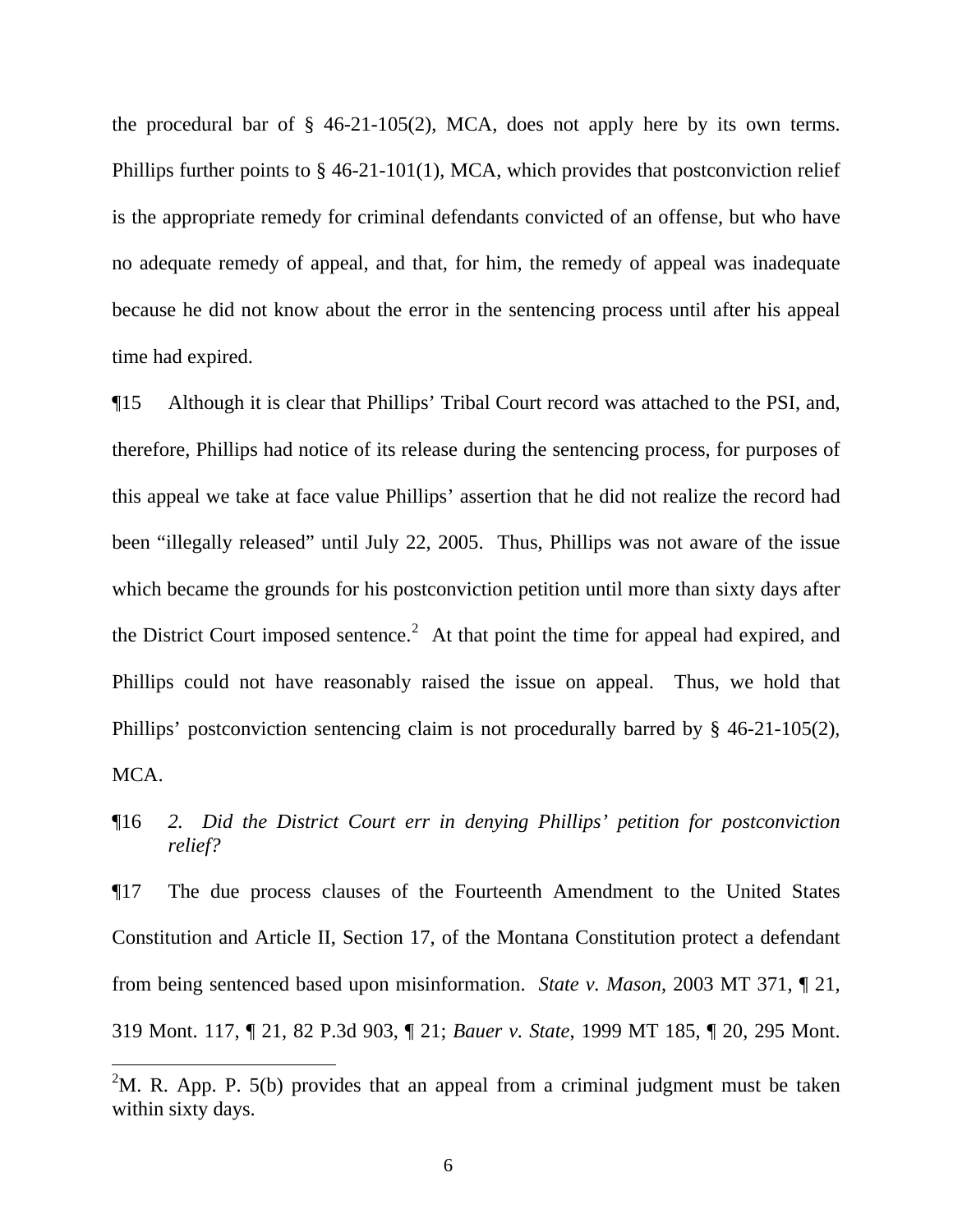the procedural bar of § 46-21-105(2), MCA, does not apply here by its own terms. Phillips further points to § 46-21-101(1), MCA, which provides that postconviction relief is the appropriate remedy for criminal defendants convicted of an offense, but who have no adequate remedy of appeal, and that, for him, the remedy of appeal was inadequate because he did not know about the error in the sentencing process until after his appeal time had expired.

¶15 Although it is clear that Phillips' Tribal Court record was attached to the PSI, and, therefore, Phillips had notice of its release during the sentencing process, for purposes of this appeal we take at face value Phillips' assertion that he did not realize the record had been "illegally released" until July 22, 2005. Thus, Phillips was not aware of the issue which became the grounds for his postconviction petition until more than sixty days after the District Court imposed sentence.[2] At that point the time for appeal had expired, and Phillips could not have reasonably raised the issue on appeal. Thus, we hold that Phillips' postconviction sentencing claim is not procedurally barred by § 46-21-105(2), MCA.

¶16 *2. Did the District Court err in denying Phillips' petition for postconviction relief?*

¶17 The due process clauses of the Fourteenth Amendment to the United States Constitution and Article II, Section 17, of the Montana Constitution protect a defendant from being sentenced based upon misinformation. *State v. Mason*, 2003 MT 371, ¶ 21, 319 Mont. 117, ¶ 21, 82 P.3d 903, ¶ 21; *Bauer v. State*, 1999 MT 185, ¶ 20, 295 Mont.

---

[2] M. R. App. P. 5(b) provides that an appeal from a criminal judgment must be taken within sixty days.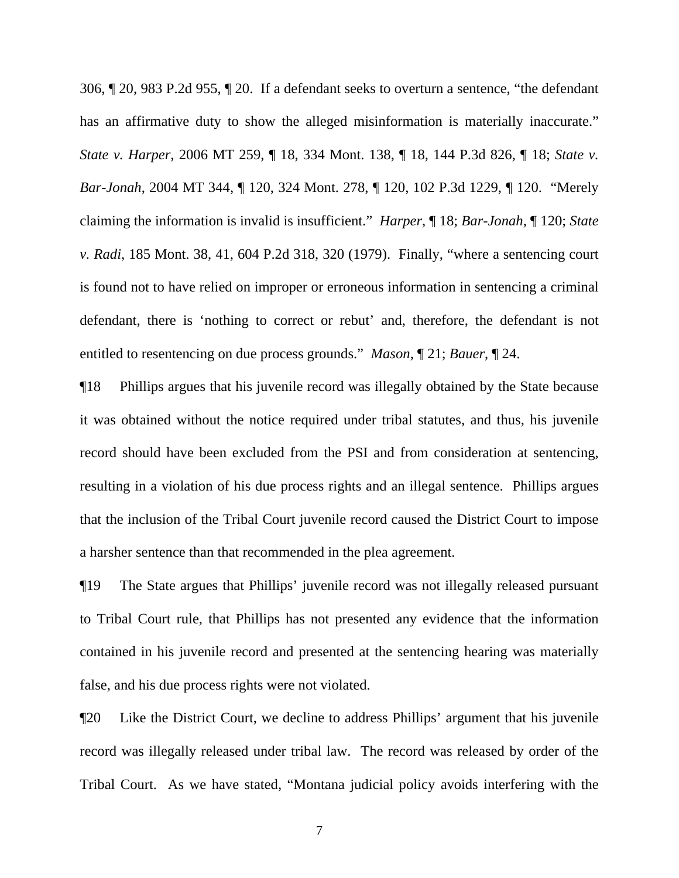306, ¶ 20, 983 P.2d 955, ¶ 20. If a defendant seeks to overturn a sentence, "the defendant has an affirmative duty to show the alleged misinformation is materially inaccurate." *State v. Harper*, 2006 MT 259, ¶ 18, 334 Mont. 138, ¶ 18, 144 P.3d 826, ¶ 18; *State v. Bar-Jonah*, 2004 MT 344, ¶ 120, 324 Mont. 278, ¶ 120, 102 P.3d 1229, ¶ 120. "Merely claiming the information is invalid is insufficient." *Harper*, ¶ 18; *Bar-Jonah*, ¶ 120; *State v. Radi*, 185 Mont. 38, 41, 604 P.2d 318, 320 (1979). Finally, "where a sentencing court is found not to have relied on improper or erroneous information in sentencing a criminal defendant, there is 'nothing to correct or rebut' and, therefore, the defendant is not entitled to resentencing on due process grounds." *Mason*, ¶ 21; *Bauer*, ¶ 24.

¶18 Phillips argues that his juvenile record was illegally obtained by the State because it was obtained without the notice required under tribal statutes, and thus, his juvenile record should have been excluded from the PSI and from consideration at sentencing, resulting in a violation of his due process rights and an illegal sentence. Phillips argues that the inclusion of the Tribal Court juvenile record caused the District Court to impose a harsher sentence than that recommended in the plea agreement.

¶19 The State argues that Phillips' juvenile record was not illegally released pursuant to Tribal Court rule, that Phillips has not presented any evidence that the information contained in his juvenile record and presented at the sentencing hearing was materially false, and his due process rights were not violated.

¶20 Like the District Court, we decline to address Phillips' argument that his juvenile record was illegally released under tribal law. The record was released by order of the Tribal Court. As we have stated, "Montana judicial policy avoids interfering with the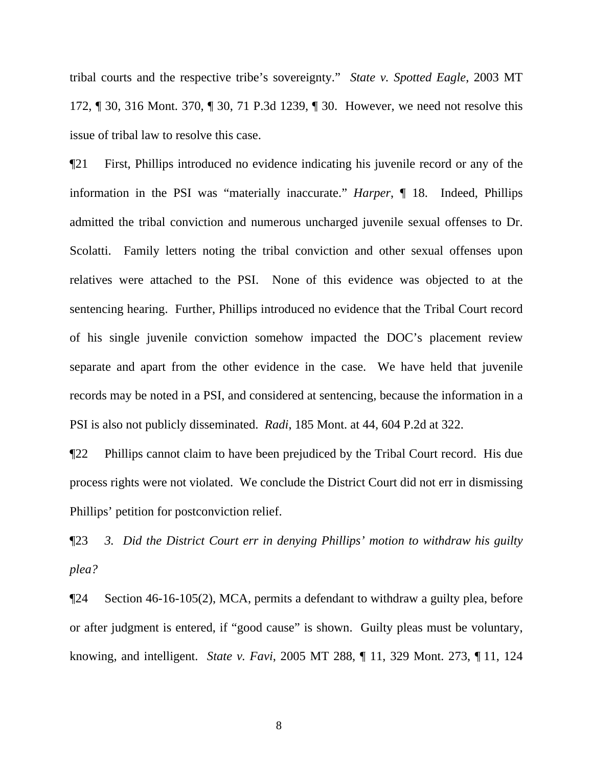tribal courts and the respective tribe's sovereignty." *State v. Spotted Eagle*, 2003 MT 172, ¶ 30, 316 Mont. 370, ¶ 30, 71 P.3d 1239, ¶ 30. However, we need not resolve this issue of tribal law to resolve this case.

¶21 First, Phillips introduced no evidence indicating his juvenile record or any of the information in the PSI was "materially inaccurate." *Harper*, ¶ 18. Indeed, Phillips admitted the tribal conviction and numerous uncharged juvenile sexual offenses to Dr. Scolatti. Family letters noting the tribal conviction and other sexual offenses upon relatives were attached to the PSI. None of this evidence was objected to at the sentencing hearing. Further, Phillips introduced no evidence that the Tribal Court record of his single juvenile conviction somehow impacted the DOC's placement review separate and apart from the other evidence in the case. We have held that juvenile records may be noted in a PSI, and considered at sentencing, because the information in a PSI is also not publicly disseminated. *Radi*, 185 Mont. at 44, 604 P.2d at 322.

¶22 Phillips cannot claim to have been prejudiced by the Tribal Court record. His due process rights were not violated. We conclude the District Court did not err in dismissing Phillips' petition for postconviction relief.

¶23 *3. Did the District Court err in denying Phillips' motion to withdraw his guilty plea?*

¶24 Section 46-16-105(2), MCA, permits a defendant to withdraw a guilty plea, before or after judgment is entered, if "good cause" is shown. Guilty pleas must be voluntary, knowing, and intelligent. *State v. Favi*, 2005 MT 288, ¶ 11, 329 Mont. 273, ¶ 11, 124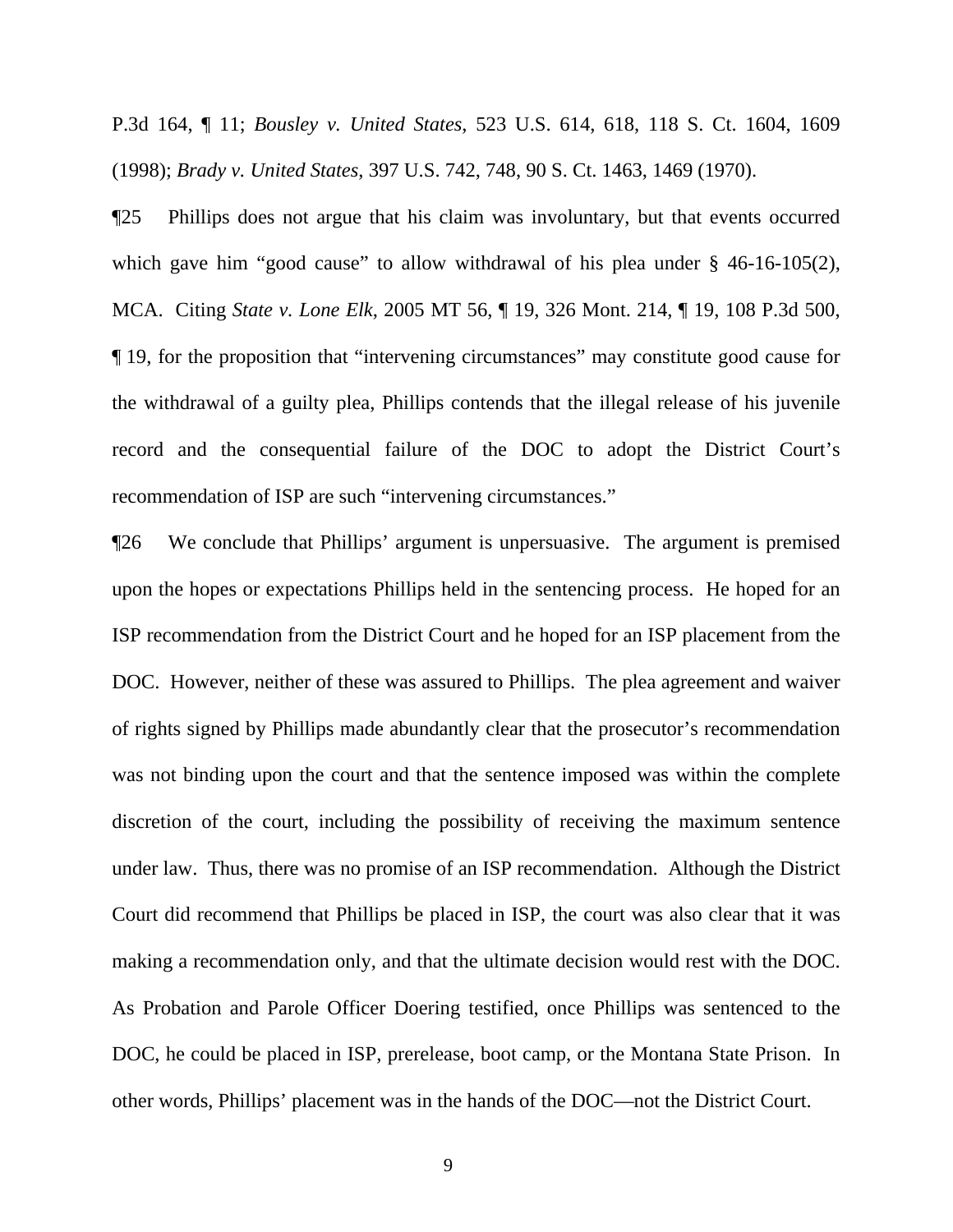P.3d 164, ¶ 11; *Bousley v. United States*, 523 U.S. 614, 618, 118 S. Ct. 1604, 1609 (1998); *Brady v. United States*, 397 U.S. 742, 748, 90 S. Ct. 1463, 1469 (1970).

¶25 Phillips does not argue that his claim was involuntary, but that events occurred which gave him "good cause" to allow withdrawal of his plea under § 46-16-105(2), MCA. Citing *State v. Lone Elk*, 2005 MT 56, ¶ 19, 326 Mont. 214, ¶ 19, 108 P.3d 500, ¶ 19, for the proposition that "intervening circumstances" may constitute good cause for the withdrawal of a guilty plea, Phillips contends that the illegal release of his juvenile record and the consequential failure of the DOC to adopt the District Court's recommendation of ISP are such "intervening circumstances."

¶26 We conclude that Phillips' argument is unpersuasive. The argument is premised upon the hopes or expectations Phillips held in the sentencing process. He hoped for an ISP recommendation from the District Court and he hoped for an ISP placement from the DOC. However, neither of these was assured to Phillips. The plea agreement and waiver of rights signed by Phillips made abundantly clear that the prosecutor's recommendation was not binding upon the court and that the sentence imposed was within the complete discretion of the court, including the possibility of receiving the maximum sentence under law. Thus, there was no promise of an ISP recommendation. Although the District Court did recommend that Phillips be placed in ISP, the court was also clear that it was making a recommendation only, and that the ultimate decision would rest with the DOC. As Probation and Parole Officer Doering testified, once Phillips was sentenced to the DOC, he could be placed in ISP, prerelease, boot camp, or the Montana State Prison. In other words, Phillips' placement was in the hands of the DOC—not the District Court.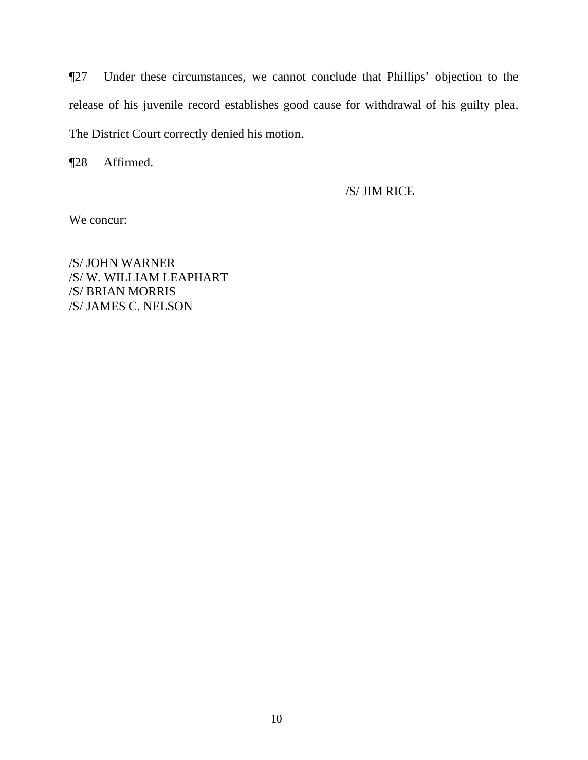¶27 Under these circumstances, we cannot conclude that Phillips' objection to the release of his juvenile record establishes good cause for withdrawal of his guilty plea. The District Court correctly denied his motion.

¶28 Affirmed.

/S/ JIM RICE

We concur:

/S/ JOHN WARNER
/S/ W. WILLIAM LEAPHART
/S/ BRIAN MORRIS
/S/ JAMES C. NELSON